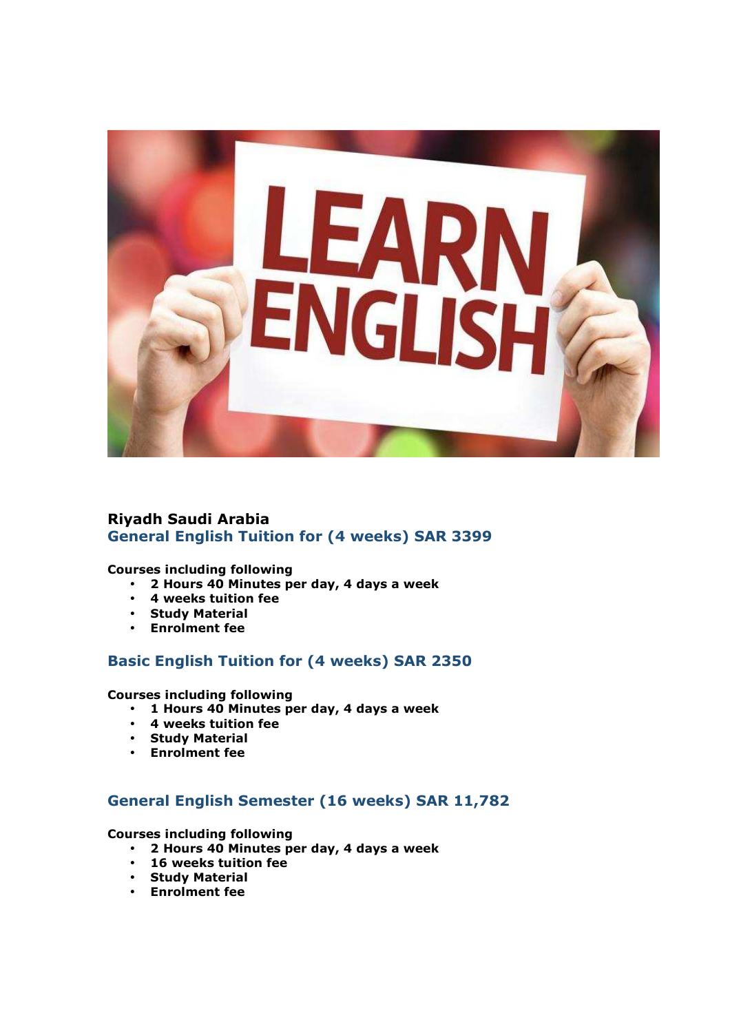**Riyadh Saudi Arabia**

## General English Tuition for (4 weeks) SAR 3399

**Courses including following**

- **2 Hours 40 Minutes per day, 4 days a week**
- **4 weeks tuition fee**
- **Study Material**
- **Enrolment fee**

## Basic English Tuition for (4 weeks) SAR 2350

**Courses including following**

- **1 Hours 40 Minutes per day, 4 days a week**
- **4 weeks tuition fee**
- **Study Material**
- **Enrolment fee**

## General English Semester (16 weeks) SAR 11,782

**Courses including following**

- **2 Hours 40 Minutes per day, 4 days a week**
- **16 weeks tuition fee**
- **Study Material**
- **Enrolment fee**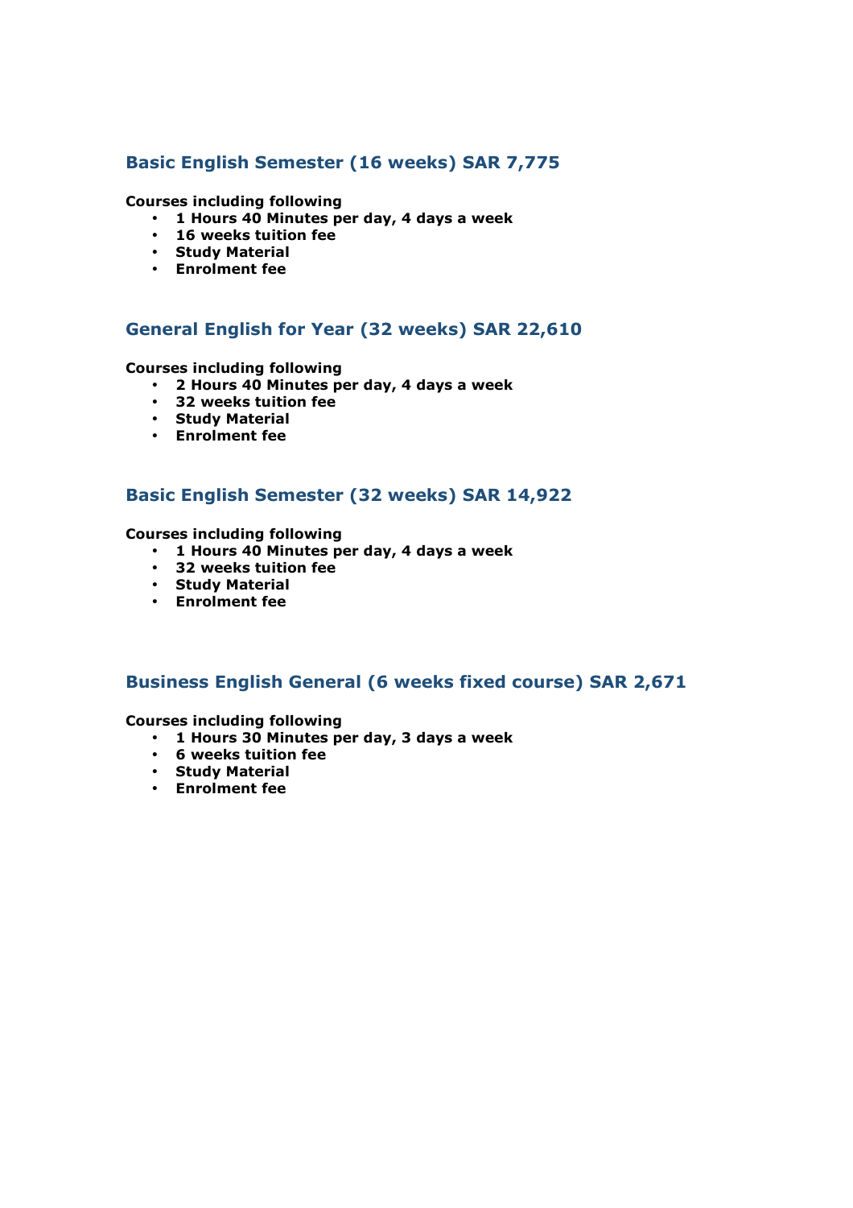### Basic English Semester (16 weeks) SAR 7,775

**Courses including following**

- **1 Hours 40 Minutes per day, 4 days a week**
- **16 weeks tuition fee**
- **Study Material**
- **Enrolment fee**

### General English for Year (32 weeks) SAR 22,610

**Courses including following**

- **2 Hours 40 Minutes per day, 4 days a week**
- **32 weeks tuition fee**
- **Study Material**
- **Enrolment fee**

### Basic English Semester (32 weeks) SAR 14,922

**Courses including following**

- **1 Hours 40 Minutes per day, 4 days a week**
- **32 weeks tuition fee**
- **Study Material**
- **Enrolment fee**

### Business English General (6 weeks fixed course) SAR 2,671

**Courses including following**

- **1 Hours 30 Minutes per day, 3 days a week**
- **6 weeks tuition fee**
- **Study Material**
- **Enrolment fee**